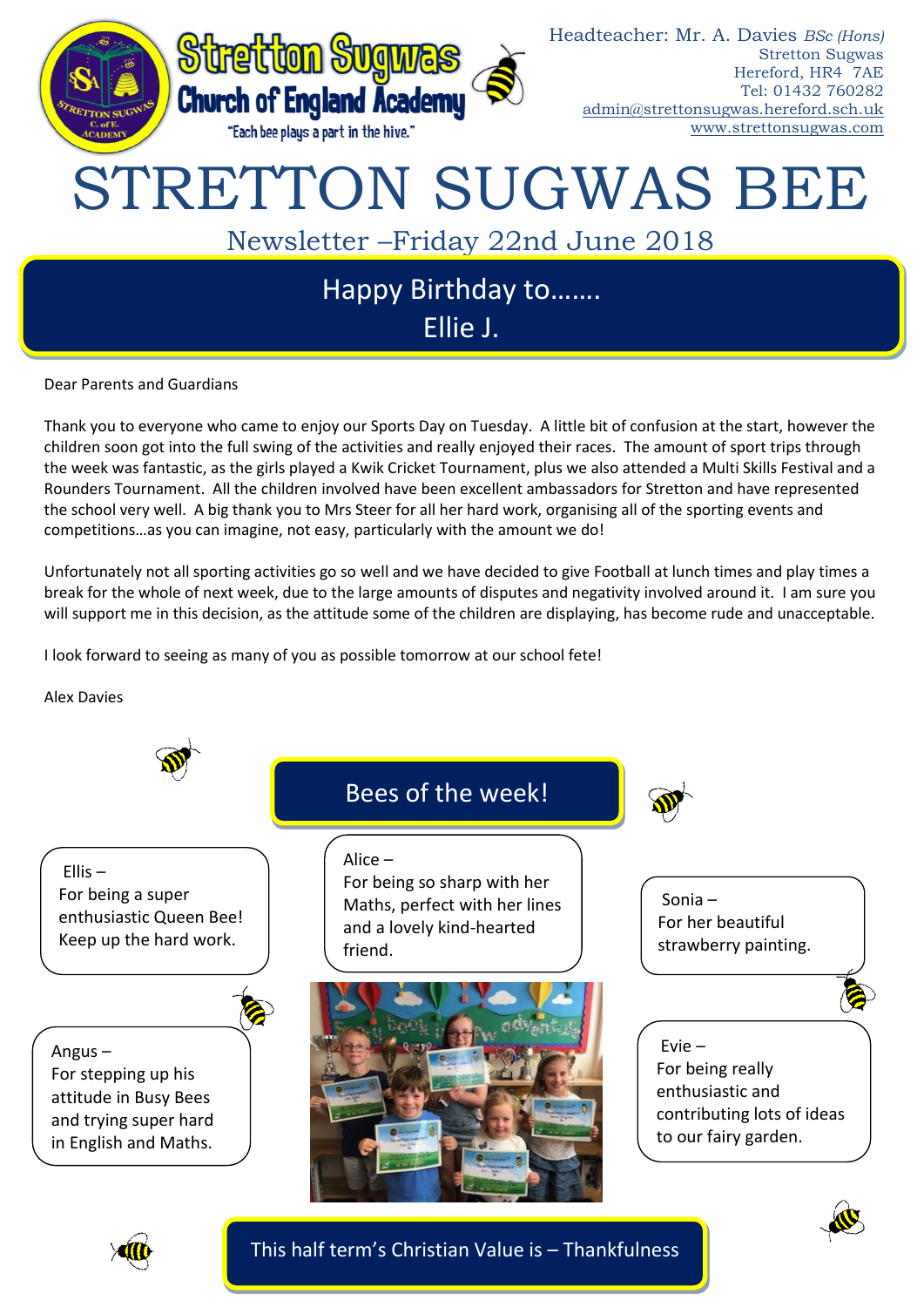Stretton Sugwas Church of England Academy

"Each bee plays a part in the hive."

Headteacher: Mr. A. Davies *BSc (Hons)*
Stretton Sugwas
Hereford, HR4 7AE
Tel: 01432 760282
admin@strettonsugwas.hereford.sch.uk
www.strettonsugwas.com

# STRETTON SUGWAS BEE

## Newsletter –Friday 22nd June 2018

### Happy Birthday to……. Ellie J.

Dear Parents and Guardians

Thank you to everyone who came to enjoy our Sports Day on Tuesday. A little bit of confusion at the start, however the children soon got into the full swing of the activities and really enjoyed their races. The amount of sport trips through the week was fantastic, as the girls played a Kwik Cricket Tournament, plus we also attended a Multi Skills Festival and a Rounders Tournament. All the children involved have been excellent ambassadors for Stretton and have represented the school very well. A big thank you to Mrs Steer for all her hard work, organising all of the sporting events and competitions…as you can imagine, not easy, particularly with the amount we do!

Unfortunately not all sporting activities go so well and we have decided to give Football at lunch times and play times a break for the whole of next week, due to the large amounts of disputes and negativity involved around it. I am sure you will support me in this decision, as the attitude some of the children are displaying, has become rude and unacceptable.

I look forward to seeing as many of you as possible tomorrow at our school fete!

Alex Davies

### Bees of the week!

Ellis – For being a super enthusiastic Queen Bee! Keep up the hard work.

Alice – For being so sharp with her Maths, perfect with her lines and a lovely kind-hearted friend.

Sonia – For her beautiful strawberry painting.

Angus – For stepping up his attitude in Busy Bees and trying super hard in English and Maths.

Evie – For being really enthusiastic and contributing lots of ideas to our fairy garden.

This half term's Christian Value is – Thankfulness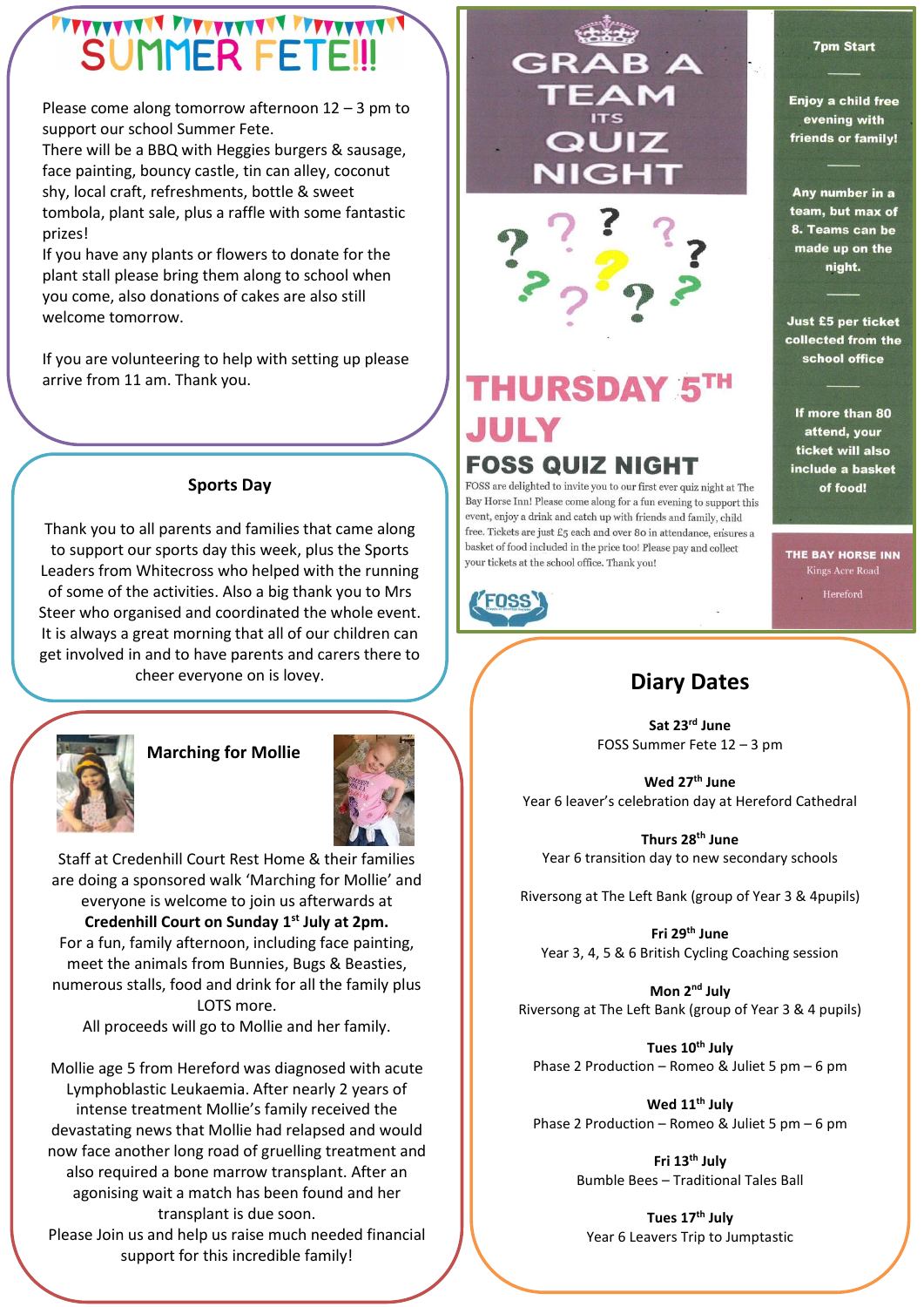# SUMMER FETE!!!

Please come along tomorrow afternoon 12 – 3 pm to support our school Summer Fete.
There will be a BBQ with Heggies burgers & sausage, face painting, bouncy castle, tin can alley, coconut shy, local craft, refreshments, bottle & sweet tombola, plant sale, plus a raffle with some fantastic prizes!
If you have any plants or flowers to donate for the plant stall please bring them along to school when you come, also donations of cakes are also still welcome tomorrow.

If you are volunteering to help with setting up please arrive from 11 am. Thank you.

## Sports Day

Thank you to all parents and families that came along to support our sports day this week, plus the Sports Leaders from Whitecross who helped with the running of some of the activities. Also a big thank you to Mrs Steer who organised and coordinated the whole event. It is always a great morning that all of our children can get involved in and to have parents and carers there to cheer everyone on is lovey.

## Marching for Mollie

Staff at Credenhill Court Rest Home & their families are doing a sponsored walk 'Marching for Mollie' and everyone is welcome to join us afterwards at **Credenhill Court on Sunday 1st July at 2pm.**
For a fun, family afternoon, including face painting, meet the animals from Bunnies, Bugs & Beasties, numerous stalls, food and drink for all the family plus LOTS more.
All proceeds will go to Mollie and her family.

Mollie age 5 from Hereford was diagnosed with acute Lymphoblastic Leukaemia. After nearly 2 years of intense treatment Mollie's family received the devastating news that Mollie had relapsed and would now face another long road of gruelling treatment and also required a bone marrow transplant. After an agonising wait a match has been found and her transplant is due soon.
Please Join us and help us raise much needed financial support for this incredible family!

## GRAB A TEAM ITS QUIZ NIGHT

**THURSDAY 5TH JULY**

**FOSS QUIZ NIGHT**

FOSS are delighted to invite you to our first ever quiz night at The Bay Horse Inn! Please come along for a fun evening to support this event, enjoy a drink and catch up with friends and family, child free. Tickets are just £5 each and over 80 in attendance, ensures a basket of food included in the price too! Please pay and collect your tickets at the school office. Thank you!

FOSS

7pm Start

Enjoy a child free evening with friends or family!

Any number in a team, but max of 8. Teams can be made up on the night.

Just £5 per ticket collected from the school office

If more than 80 attend, your ticket will also include a basket of food!

THE BAY HORSE INN
Kings Acre Road
Hereford

## Diary Dates

**Sat 23rd June**
FOSS Summer Fete 12 – 3 pm

**Wed 27th June**
Year 6 leaver's celebration day at Hereford Cathedral

**Thurs 28th June**
Year 6 transition day to new secondary schools

Riversong at The Left Bank (group of Year 3 & 4pupils)

**Fri 29th June**
Year 3, 4, 5 & 6 British Cycling Coaching session

**Mon 2nd July**
Riversong at The Left Bank (group of Year 3 & 4 pupils)

**Tues 10th July**
Phase 2 Production – Romeo & Juliet 5 pm – 6 pm

**Wed 11th July**
Phase 2 Production – Romeo & Juliet 5 pm – 6 pm

**Fri 13th July**
Bumble Bees – Traditional Tales Ball

**Tues 17th July**
Year 6 Leavers Trip to Jumptastic